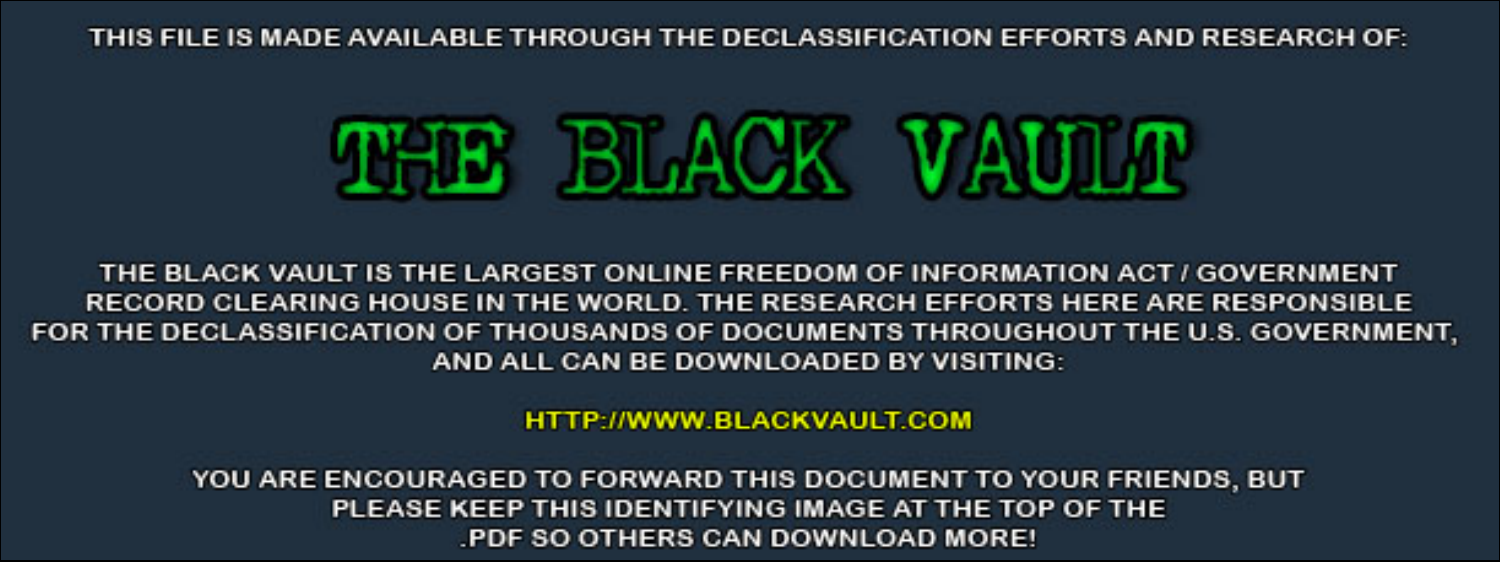THIS FILE IS MADE AVAILABLE THROUGH THE DECLASSIFICATION EFFORTS AND RESEARCH OF:

# THE BLACK VAULT

THE BLACK VAULT IS THE LARGEST ONLINE FREEDOM OF INFORMATION ACT / GOVERNMENT RECORD CLEARING HOUSE IN THE WORLD. THE RESEARCH EFFORTS HERE ARE RESPONSIBLE FOR THE DECLASSIFICATION OF THOUSANDS OF DOCUMENTS THROUGHOUT THE U.S. GOVERNMENT, AND ALL CAN BE DOWNLOADED BY VISITING:

HTTP://WWW.BLACKVAULT.COM

YOU ARE ENCOURAGED TO FORWARD THIS DOCUMENT TO YOUR FRIENDS, BUT PLEASE KEEP THIS IDENTIFYING IMAGE AT THE TOP OF THE .PDF SO OTHERS CAN DOWNLOAD MORE!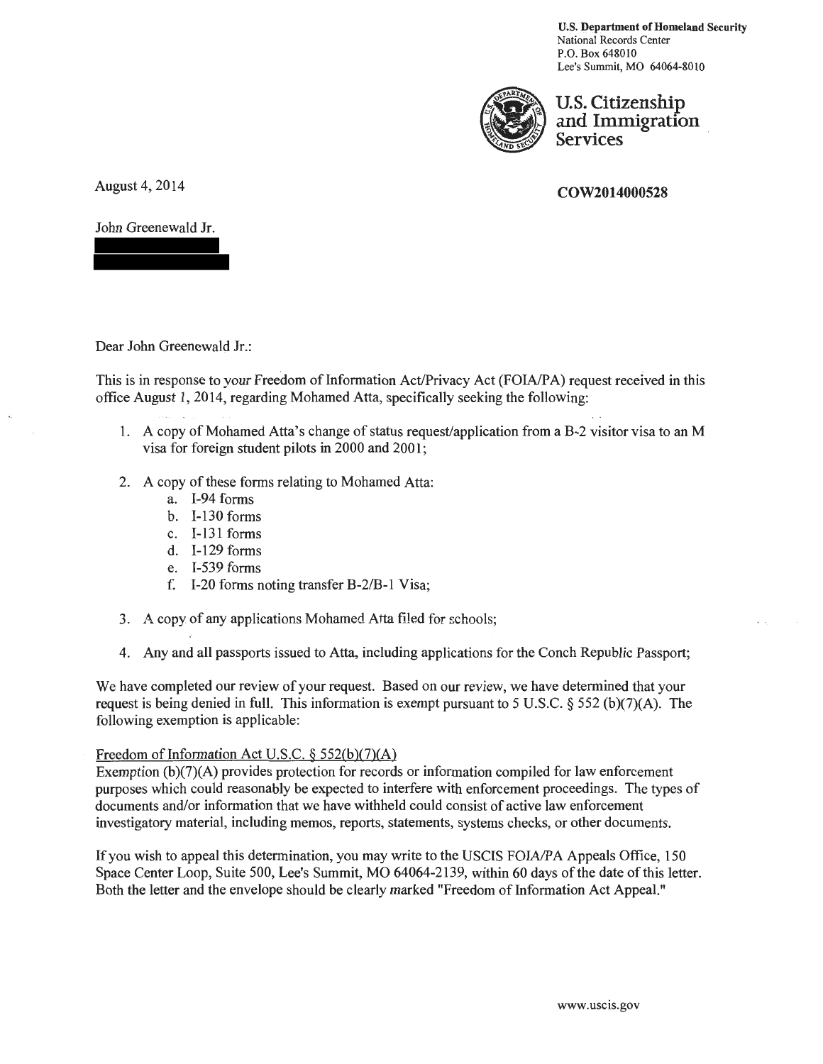**U.S. Department of Homeland Security**
National Records Center
P.O. Box 648010
Lee's Summit, MO 64064-8010

**U.S. Citizenship and Immigration Services**

August 4, 2014

**COW2014000528**

John Greenewald Jr.

Dear John Greenewald Jr.:

This is in response to your Freedom of Information Act/Privacy Act (FOIA/PA) request received in this office August 1, 2014, regarding Mohamed Atta, specifically seeking the following:

1. A copy of Mohamed Atta's change of status request/application from a B-2 visitor visa to an M visa for foreign student pilots in 2000 and 2001;
2. A copy of these forms relating to Mohamed Atta:
   a. I-94 forms
   b. I-130 forms
   c. I-131 forms
   d. I-129 forms
   e. I-539 forms
   f. I-20 forms noting transfer B-2/B-1 Visa;
3. A copy of any applications Mohamed Atta filed for schools;
4. Any and all passports issued to Atta, including applications for the Conch Republic Passport;

We have completed our review of your request. Based on our review, we have determined that your request is being denied in full. This information is exempt pursuant to 5 U.S.C. § 552 (b)(7)(A). The following exemption is applicable:

Freedom of Information Act U.S.C. § 552(b)(7)(A)
Exemption (b)(7)(A) provides protection for records or information compiled for law enforcement purposes which could reasonably be expected to interfere with enforcement proceedings. The types of documents and/or information that we have withheld could consist of active law enforcement investigatory material, including memos, reports, statements, systems checks, or other documents.

If you wish to appeal this determination, you may write to the USCIS FOIA/PA Appeals Office, 150 Space Center Loop, Suite 500, Lee's Summit, MO 64064-2139, within 60 days of the date of this letter. Both the letter and the envelope should be clearly marked "Freedom of Information Act Appeal."

www.uscis.gov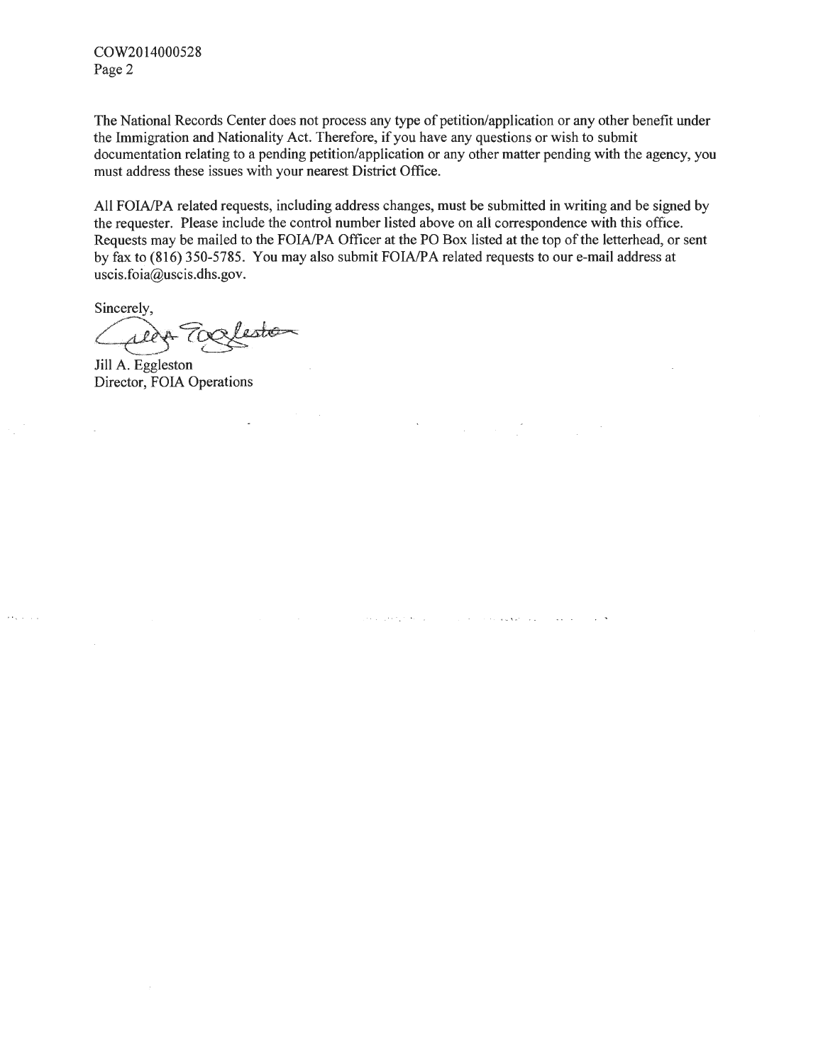COW2014000528
Page 2

The National Records Center does not process any type of petition/application or any other benefit under the Immigration and Nationality Act. Therefore, if you have any questions or wish to submit documentation relating to a pending petition/application or any other matter pending with the agency, you must address these issues with your nearest District Office.

All FOIA/PA related requests, including address changes, must be submitted in writing and be signed by the requester. Please include the control number listed above on all correspondence with this office. Requests may be mailed to the FOIA/PA Officer at the PO Box listed at the top of the letterhead, or sent by fax to (816) 350-5785. You may also submit FOIA/PA related requests to our e-mail address at uscis.foia@uscis.dhs.gov.

Sincerely,

Jill A. Eggleston
Director, FOIA Operations